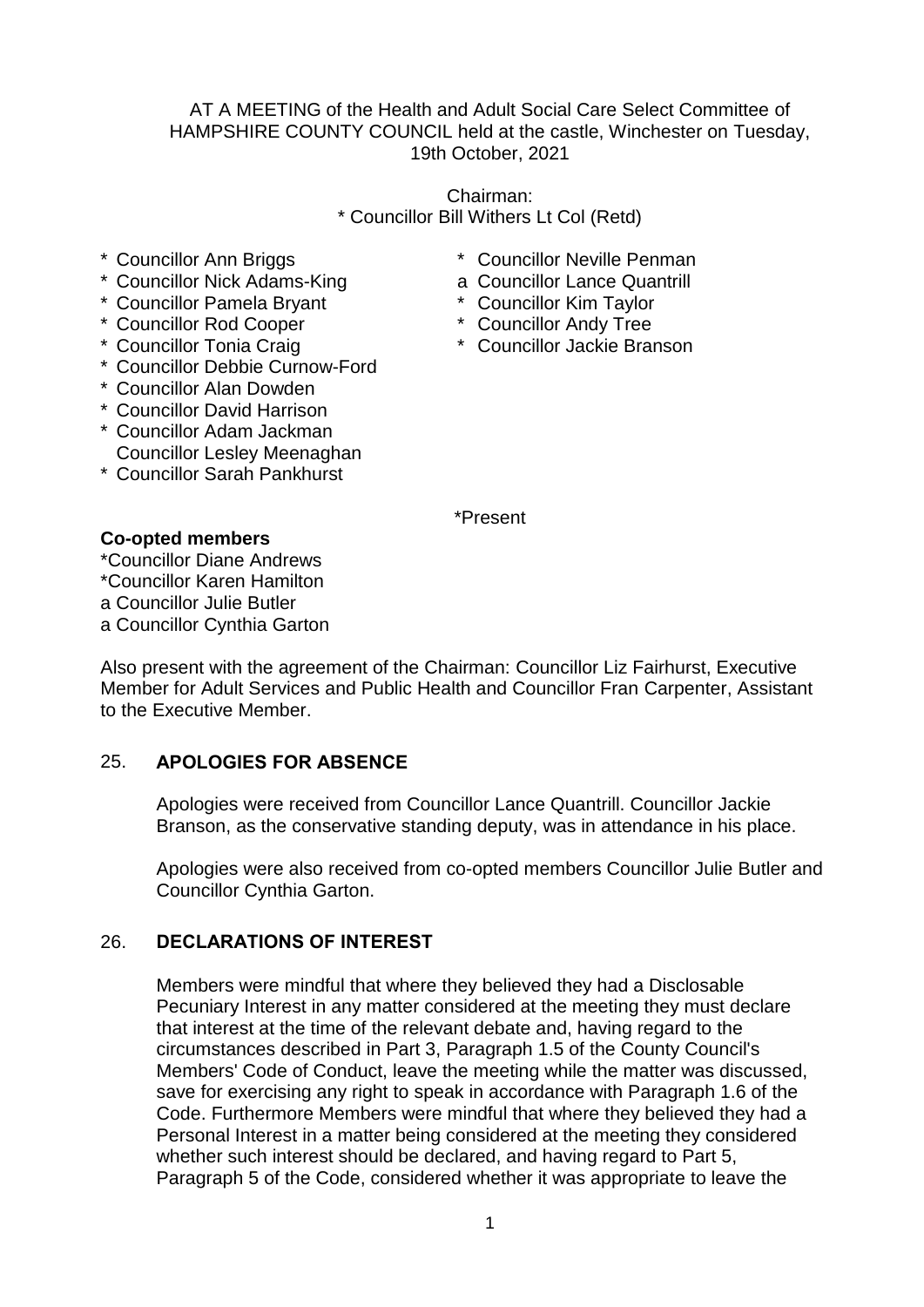AT A MEETING of the Health and Adult Social Care Select Committee of HAMPSHIRE COUNTY COUNCIL held at the castle, Winchester on Tuesday, 19th October, 2021

Chairman:
* Councillor Bill Withers Lt Col (Retd)

* Councillor Ann Briggs
* Councillor Nick Adams-King
* Councillor Pamela Bryant
* Councillor Rod Cooper
* Councillor Tonia Craig
* Councillor Debbie Curnow-Ford
* Councillor Alan Dowden
* Councillor David Harrison
* Councillor Adam Jackman
  Councillor Lesley Meenaghan
* Councillor Sarah Pankhurst
* Councillor Neville Penman
a Councillor Lance Quantrill
* Councillor Kim Taylor
* Councillor Andy Tree
* Councillor Jackie Branson

*Present

**Co-opted members**
*Councillor Diane Andrews
*Councillor Karen Hamilton
a Councillor Julie Butler
a Councillor Cynthia Garton

Also present with the agreement of the Chairman: Councillor Liz Fairhurst, Executive Member for Adult Services and Public Health and Councillor Fran Carpenter, Assistant to the Executive Member.

## 25. APOLOGIES FOR ABSENCE

Apologies were received from Councillor Lance Quantrill. Councillor Jackie Branson, as the conservative standing deputy, was in attendance in his place.

Apologies were also received from co-opted members Councillor Julie Butler and Councillor Cynthia Garton.

## 26. DECLARATIONS OF INTEREST

Members were mindful that where they believed they had a Disclosable Pecuniary Interest in any matter considered at the meeting they must declare that interest at the time of the relevant debate and, having regard to the circumstances described in Part 3, Paragraph 1.5 of the County Council's Members' Code of Conduct, leave the meeting while the matter was discussed, save for exercising any right to speak in accordance with Paragraph 1.6 of the Code. Furthermore Members were mindful that where they believed they had a Personal Interest in a matter being considered at the meeting they considered whether such interest should be declared, and having regard to Part 5, Paragraph 5 of the Code, considered whether it was appropriate to leave the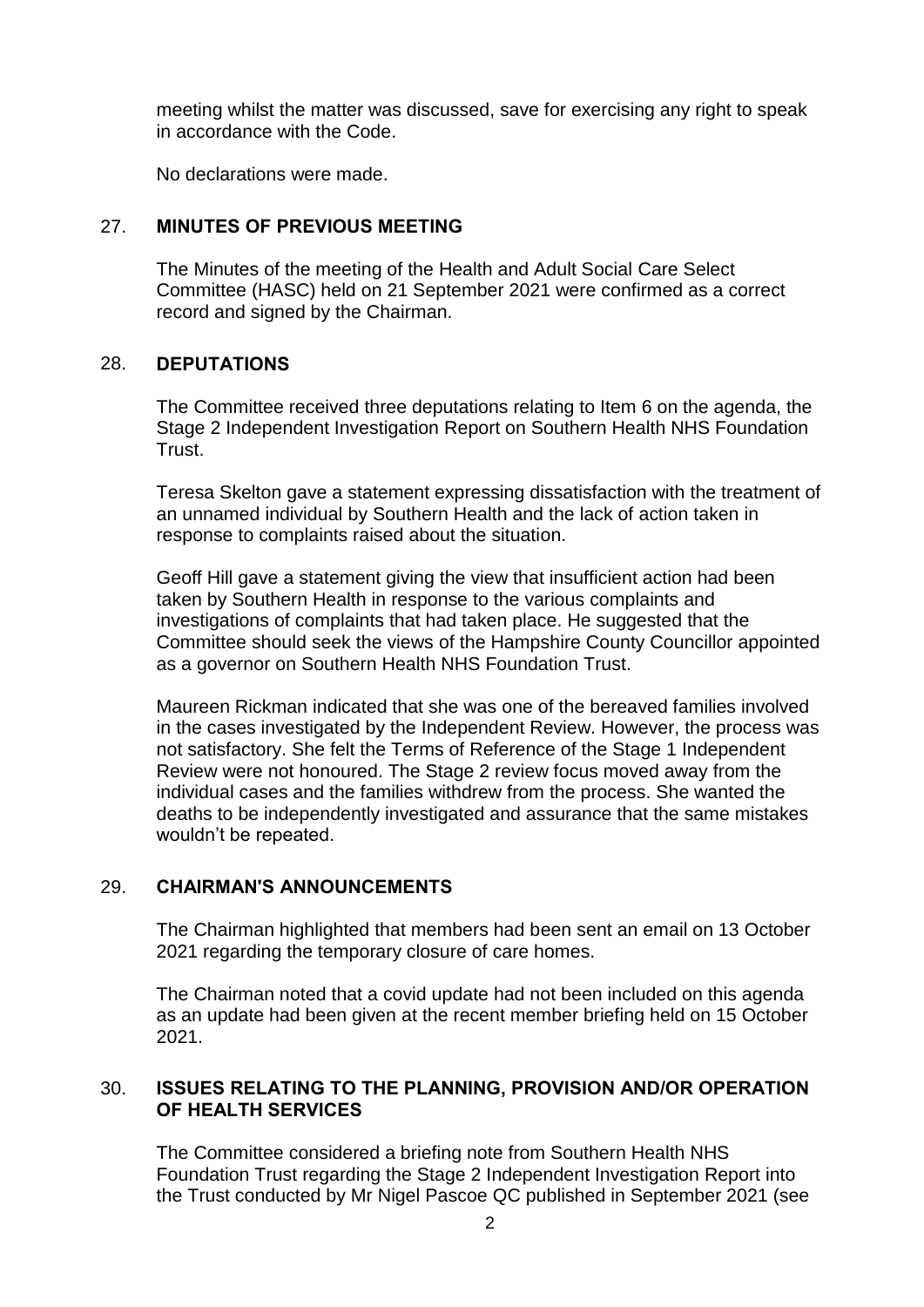meeting whilst the matter was discussed, save for exercising any right to speak in accordance with the Code.

No declarations were made.

## 27. MINUTES OF PREVIOUS MEETING

The Minutes of the meeting of the Health and Adult Social Care Select Committee (HASC) held on 21 September 2021 were confirmed as a correct record and signed by the Chairman.

## 28. DEPUTATIONS

The Committee received three deputations relating to Item 6 on the agenda, the Stage 2 Independent Investigation Report on Southern Health NHS Foundation Trust.

Teresa Skelton gave a statement expressing dissatisfaction with the treatment of an unnamed individual by Southern Health and the lack of action taken in response to complaints raised about the situation.

Geoff Hill gave a statement giving the view that insufficient action had been taken by Southern Health in response to the various complaints and investigations of complaints that had taken place. He suggested that the Committee should seek the views of the Hampshire County Councillor appointed as a governor on Southern Health NHS Foundation Trust.

Maureen Rickman indicated that she was one of the bereaved families involved in the cases investigated by the Independent Review. However, the process was not satisfactory. She felt the Terms of Reference of the Stage 1 Independent Review were not honoured. The Stage 2 review focus moved away from the individual cases and the families withdrew from the process. She wanted the deaths to be independently investigated and assurance that the same mistakes wouldn't be repeated.

## 29. CHAIRMAN'S ANNOUNCEMENTS

The Chairman highlighted that members had been sent an email on 13 October 2021 regarding the temporary closure of care homes.

The Chairman noted that a covid update had not been included on this agenda as an update had been given at the recent member briefing held on 15 October 2021.

## 30. ISSUES RELATING TO THE PLANNING, PROVISION AND/OR OPERATION OF HEALTH SERVICES

The Committee considered a briefing note from Southern Health NHS Foundation Trust regarding the Stage 2 Independent Investigation Report into the Trust conducted by Mr Nigel Pascoe QC published in September 2021 (see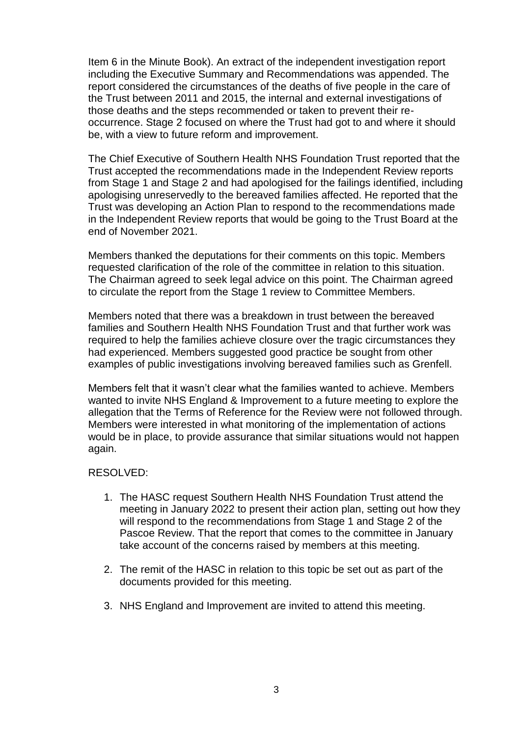Item 6 in the Minute Book). An extract of the independent investigation report including the Executive Summary and Recommendations was appended. The report considered the circumstances of the deaths of five people in the care of the Trust between 2011 and 2015, the internal and external investigations of those deaths and the steps recommended or taken to prevent their re-occurrence. Stage 2 focused on where the Trust had got to and where it should be, with a view to future reform and improvement.

The Chief Executive of Southern Health NHS Foundation Trust reported that the Trust accepted the recommendations made in the Independent Review reports from Stage 1 and Stage 2 and had apologised for the failings identified, including apologising unreservedly to the bereaved families affected. He reported that the Trust was developing an Action Plan to respond to the recommendations made in the Independent Review reports that would be going to the Trust Board at the end of November 2021.

Members thanked the deputations for their comments on this topic. Members requested clarification of the role of the committee in relation to this situation. The Chairman agreed to seek legal advice on this point. The Chairman agreed to circulate the report from the Stage 1 review to Committee Members.

Members noted that there was a breakdown in trust between the bereaved families and Southern Health NHS Foundation Trust and that further work was required to help the families achieve closure over the tragic circumstances they had experienced. Members suggested good practice be sought from other examples of public investigations involving bereaved families such as Grenfell.

Members felt that it wasn't clear what the families wanted to achieve. Members wanted to invite NHS England & Improvement to a future meeting to explore the allegation that the Terms of Reference for the Review were not followed through. Members were interested in what monitoring of the implementation of actions would be in place, to provide assurance that similar situations would not happen again.

RESOLVED:

1. The HASC request Southern Health NHS Foundation Trust attend the meeting in January 2022 to present their action plan, setting out how they will respond to the recommendations from Stage 1 and Stage 2 of the Pascoe Review. That the report that comes to the committee in January take account of the concerns raised by members at this meeting.

2. The remit of the HASC in relation to this topic be set out as part of the documents provided for this meeting.

3. NHS England and Improvement are invited to attend this meeting.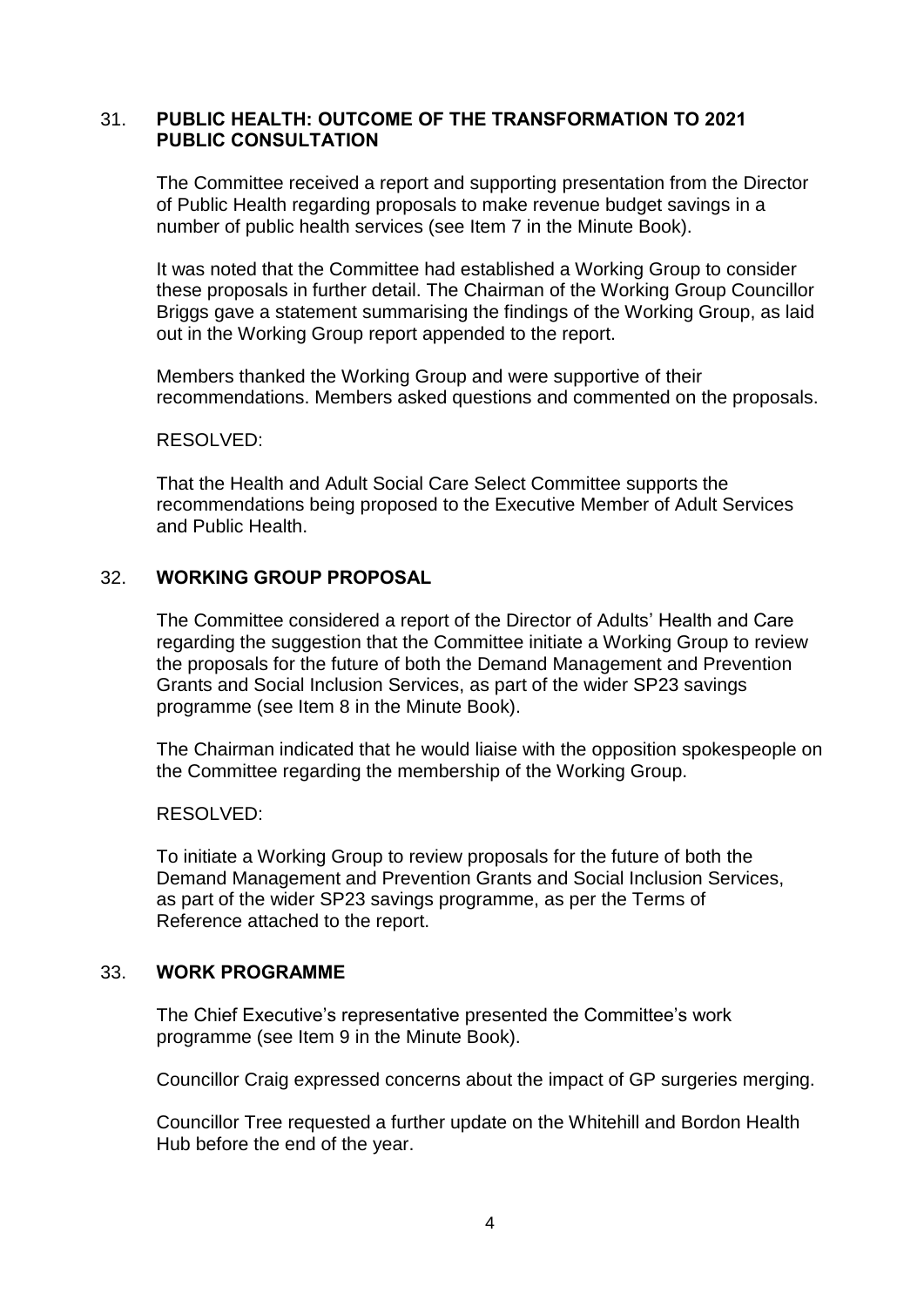## 31. PUBLIC HEALTH: OUTCOME OF THE TRANSFORMATION TO 2021 PUBLIC CONSULTATION

The Committee received a report and supporting presentation from the Director of Public Health regarding proposals to make revenue budget savings in a number of public health services (see Item 7 in the Minute Book).

It was noted that the Committee had established a Working Group to consider these proposals in further detail. The Chairman of the Working Group Councillor Briggs gave a statement summarising the findings of the Working Group, as laid out in the Working Group report appended to the report.

Members thanked the Working Group and were supportive of their recommendations. Members asked questions and commented on the proposals.

RESOLVED:

That the Health and Adult Social Care Select Committee supports the recommendations being proposed to the Executive Member of Adult Services and Public Health.

## 32. WORKING GROUP PROPOSAL

The Committee considered a report of the Director of Adults' Health and Care regarding the suggestion that the Committee initiate a Working Group to review the proposals for the future of both the Demand Management and Prevention Grants and Social Inclusion Services, as part of the wider SP23 savings programme (see Item 8 in the Minute Book).

The Chairman indicated that he would liaise with the opposition spokespeople on the Committee regarding the membership of the Working Group.

RESOLVED:

To initiate a Working Group to review proposals for the future of both the Demand Management and Prevention Grants and Social Inclusion Services, as part of the wider SP23 savings programme, as per the Terms of Reference attached to the report.

## 33. WORK PROGRAMME

The Chief Executive's representative presented the Committee's work programme (see Item 9 in the Minute Book).

Councillor Craig expressed concerns about the impact of GP surgeries merging.

Councillor Tree requested a further update on the Whitehill and Bordon Health Hub before the end of the year.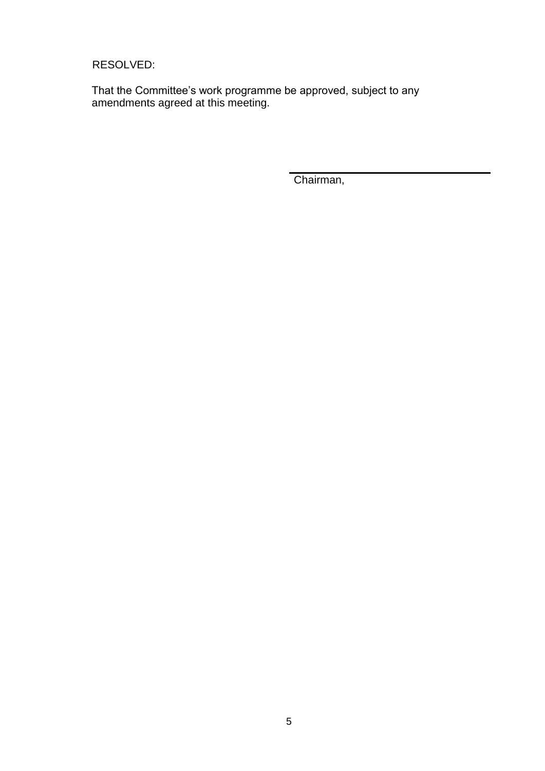RESOLVED:

That the Committee's work programme be approved, subject to any amendments agreed at this meeting.

\_\_\_\_\_\_\_\_\_\_\_\_\_\_\_\_\_\_\_\_\_\_\_\_\_\_\_\_\_\_

Chairman,